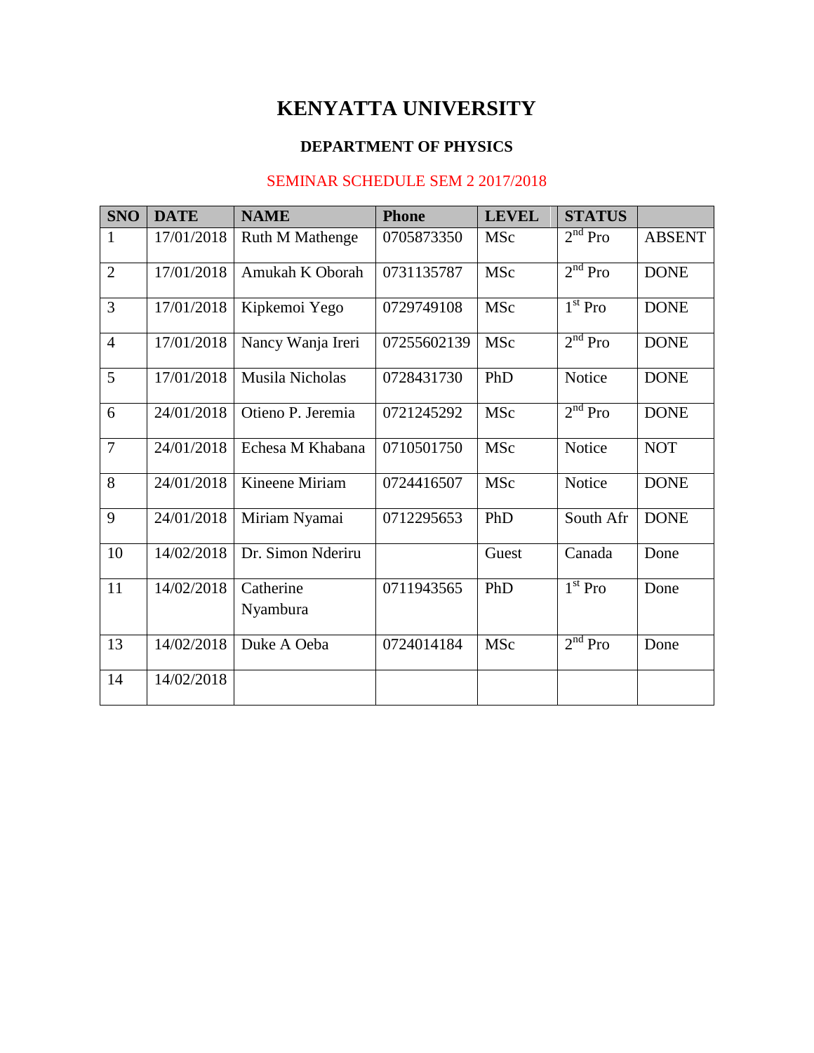# KENYATTA UNIVERSITY

## DEPARTMENT OF PHYSICS

SEMINAR SCHEDULE SEM 2 2017/2018

| SNO | DATE | NAME | Phone | LEVEL | STATUS | |
|---|---|---|---|---|---|---|
| 1 | 17/01/2018 | Ruth M Mathenge | 0705873350 | MSc | 2nd Pro | ABSENT |
| 2 | 17/01/2018 | Amukah K Oborah | 0731135787 | MSc | 2nd Pro | DONE |
| 3 | 17/01/2018 | Kipkemoi Yego | 0729749108 | MSc | 1st Pro | DONE |
| 4 | 17/01/2018 | Nancy Wanja Ireri | 07255602139 | MSc | 2nd Pro | DONE |
| 5 | 17/01/2018 | Musila Nicholas | 0728431730 | PhD | Notice | DONE |
| 6 | 24/01/2018 | Otieno P. Jeremia | 0721245292 | MSc | 2nd Pro | DONE |
| 7 | 24/01/2018 | Echesa M Khabana | 0710501750 | MSc | Notice | NOT |
| 8 | 24/01/2018 | Kineene Miriam | 0724416507 | MSc | Notice | DONE |
| 9 | 24/01/2018 | Miriam Nyamai | 0712295653 | PhD | South Afr | DONE |
| 10 | 14/02/2018 | Dr. Simon Nderiru | | Guest | Canada | Done |
| 11 | 14/02/2018 | Catherine Nyambura | 0711943565 | PhD | 1st Pro | Done |
| 13 | 14/02/2018 | Duke A Oeba | 0724014184 | MSc | 2nd Pro | Done |
| 14 | 14/02/2018 | | | | | |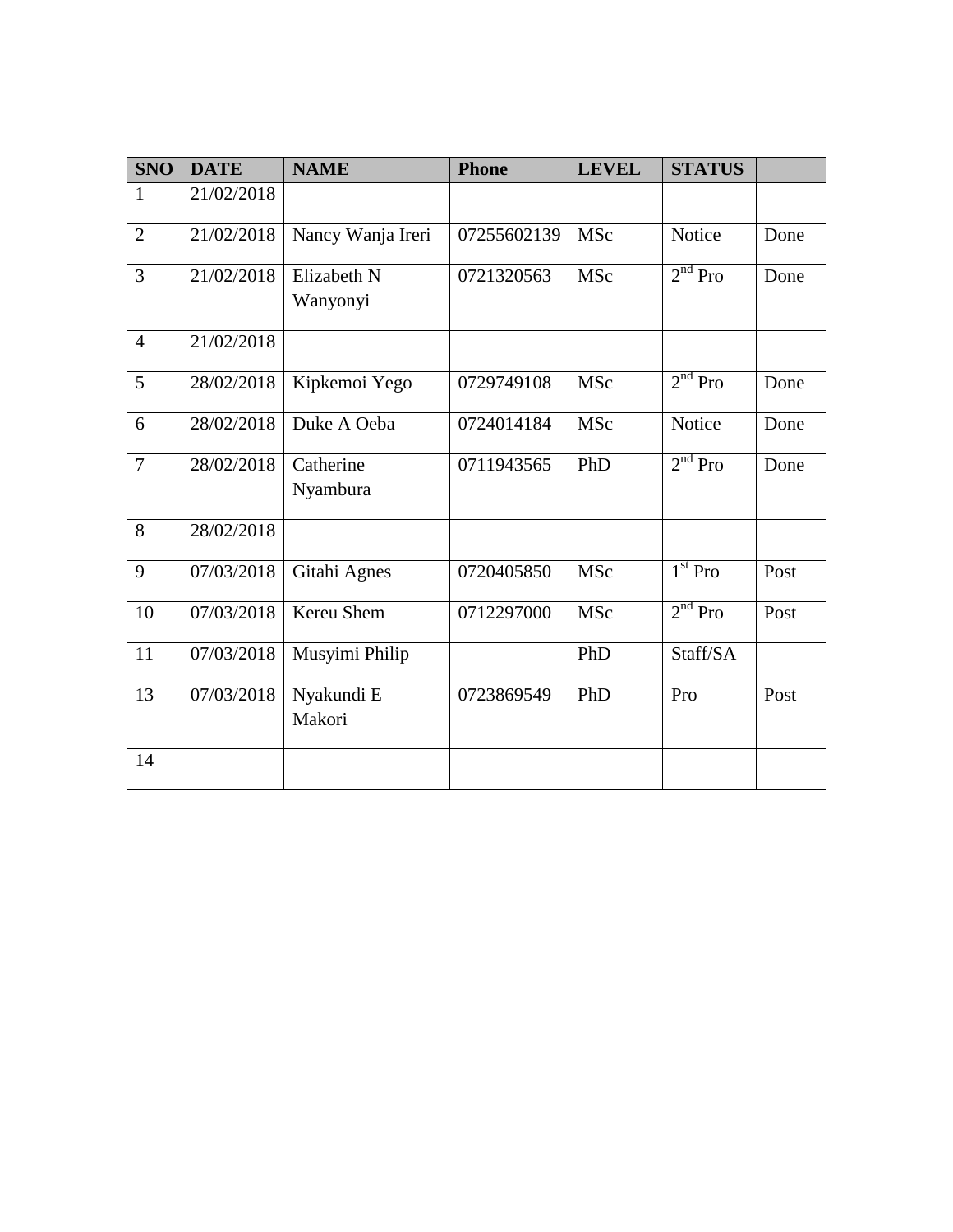| SNO | DATE | NAME | Phone | LEVEL | STATUS | |
|---|---|---|---|---|---|---|
| 1 | 21/02/2018 | | | | | |
| 2 | 21/02/2018 | Nancy Wanja Ireri | 07255602139 | MSc | Notice | Done |
| 3 | 21/02/2018 | Elizabeth N Wanyonyi | 0721320563 | MSc | 2nd Pro | Done |
| 4 | 21/02/2018 | | | | | |
| 5 | 28/02/2018 | Kipkemoi Yego | 0729749108 | MSc | 2nd Pro | Done |
| 6 | 28/02/2018 | Duke A Oeba | 0724014184 | MSc | Notice | Done |
| 7 | 28/02/2018 | Catherine Nyambura | 0711943565 | PhD | 2nd Pro | Done |
| 8 | 28/02/2018 | | | | | |
| 9 | 07/03/2018 | Gitahi Agnes | 0720405850 | MSc | 1st Pro | Post |
| 10 | 07/03/2018 | Kereu Shem | 0712297000 | MSc | 2nd Pro | Post |
| 11 | 07/03/2018 | Musyimi Philip | | PhD | Staff/SA | |
| 13 | 07/03/2018 | Nyakundi E Makori | 0723869549 | PhD | Pro | Post |
| 14 | | | | | | |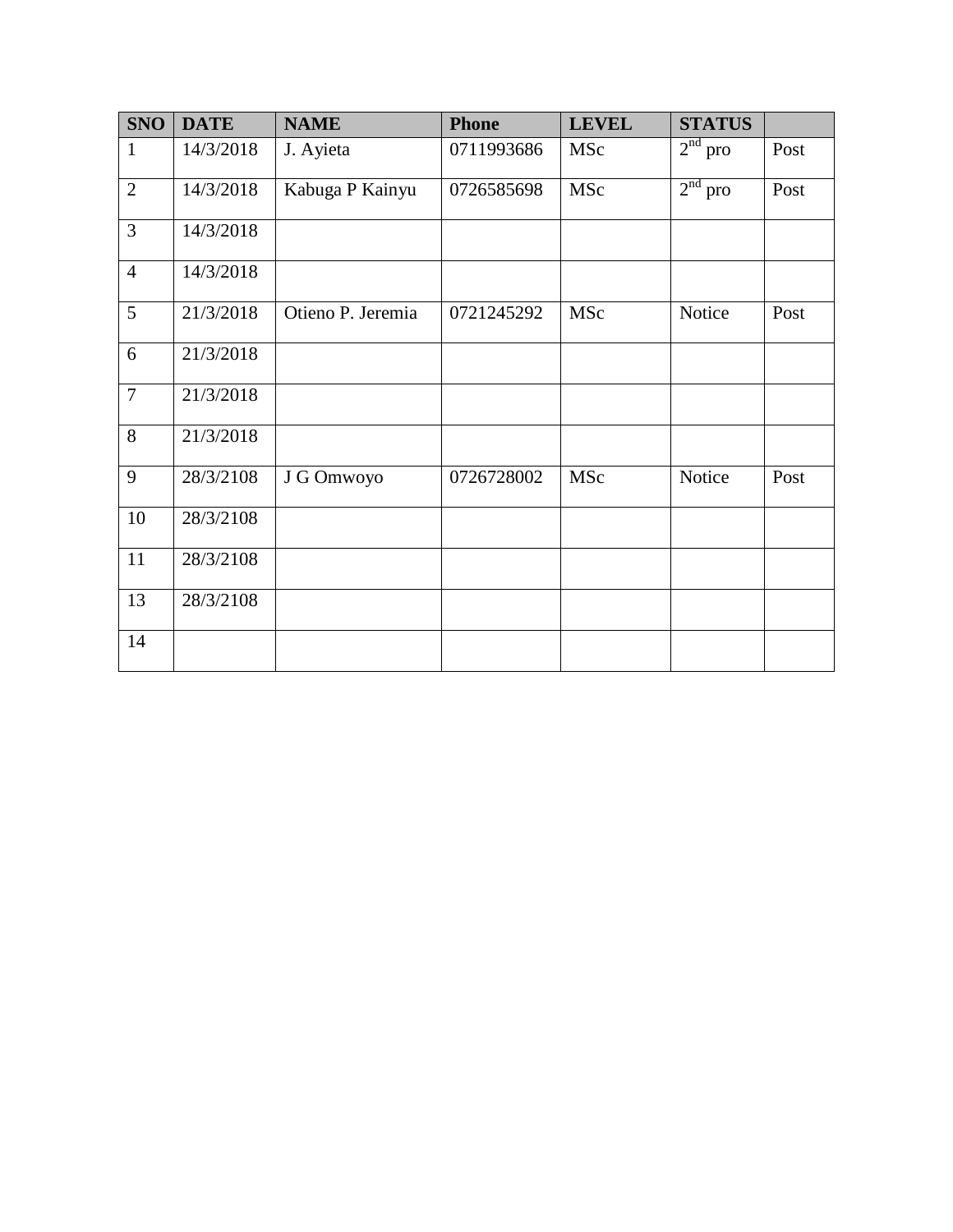| SNO | DATE | NAME | Phone | LEVEL | STATUS | |
|---|---|---|---|---|---|---|
| 1 | 14/3/2018 | J. Ayieta | 0711993686 | MSc | $2^{nd}$ pro | Post |
| 2 | 14/3/2018 | Kabuga P Kainyu | 0726585698 | MSc | $2^{nd}$ pro | Post |
| 3 | 14/3/2018 | | | | | |
| 4 | 14/3/2018 | | | | | |
| 5 | 21/3/2018 | Otieno P. Jeremia | 0721245292 | MSc | Notice | Post |
| 6 | 21/3/2018 | | | | | |
| 7 | 21/3/2018 | | | | | |
| 8 | 21/3/2018 | | | | | |
| 9 | 28/3/2108 | J G Omwoyo | 0726728002 | MSc | Notice | Post |
| 10 | 28/3/2108 | | | | | |
| 11 | 28/3/2108 | | | | | |
| 13 | 28/3/2108 | | | | | |
| 14 | | | | | | |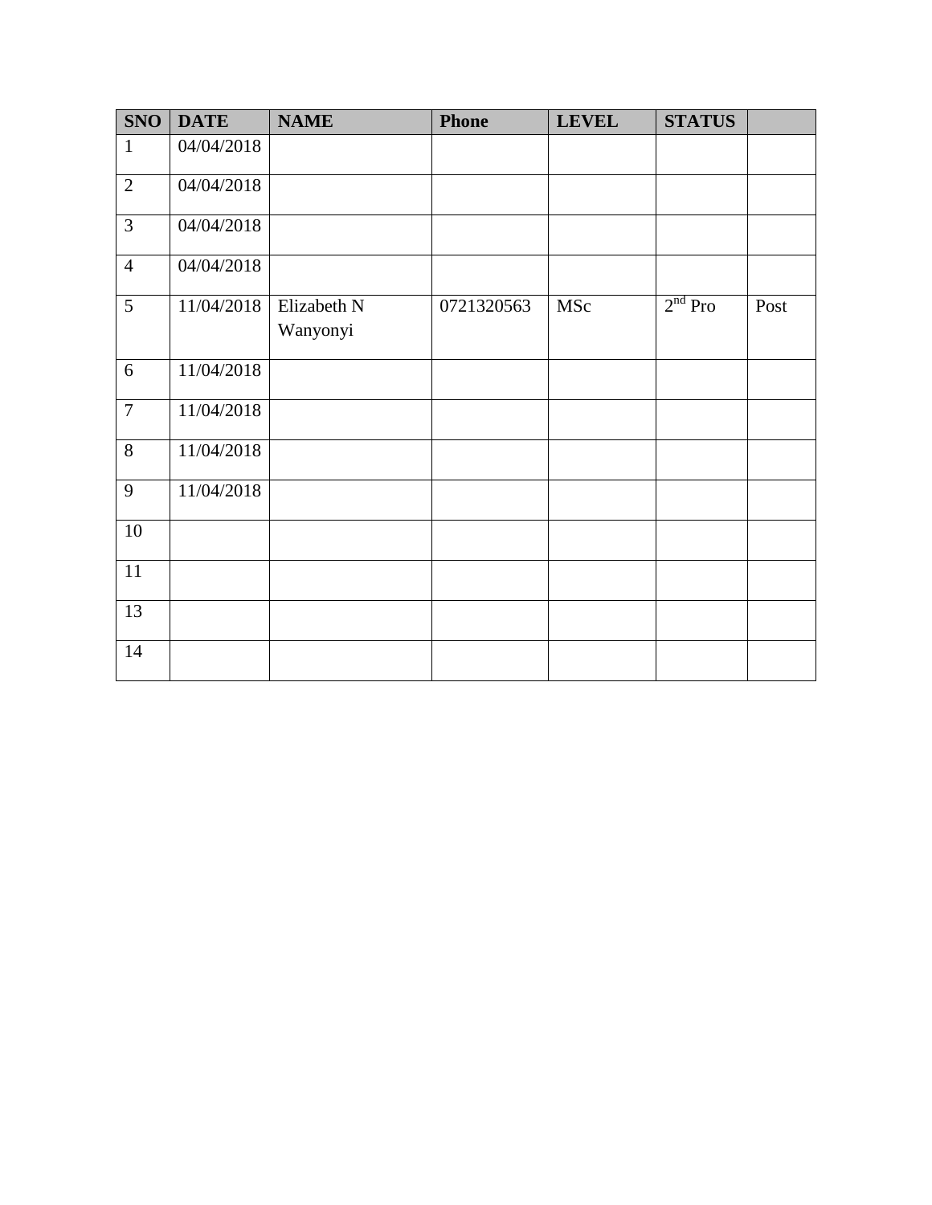| SNO | DATE | NAME | Phone | LEVEL | STATUS | |
|---|---|---|---|---|---|---|
| 1 | 04/04/2018 | | | | | |
| 2 | 04/04/2018 | | | | | |
| 3 | 04/04/2018 | | | | | |
| 4 | 04/04/2018 | | | | | |
| 5 | 11/04/2018 | Elizabeth N Wanyonyi | 0721320563 | MSc | 2nd Pro | Post |
| 6 | 11/04/2018 | | | | | |
| 7 | 11/04/2018 | | | | | |
| 8 | 11/04/2018 | | | | | |
| 9 | 11/04/2018 | | | | | |
| 10 | | | | | | |
| 11 | | | | | | |
| 13 | | | | | | |
| 14 | | | | | | |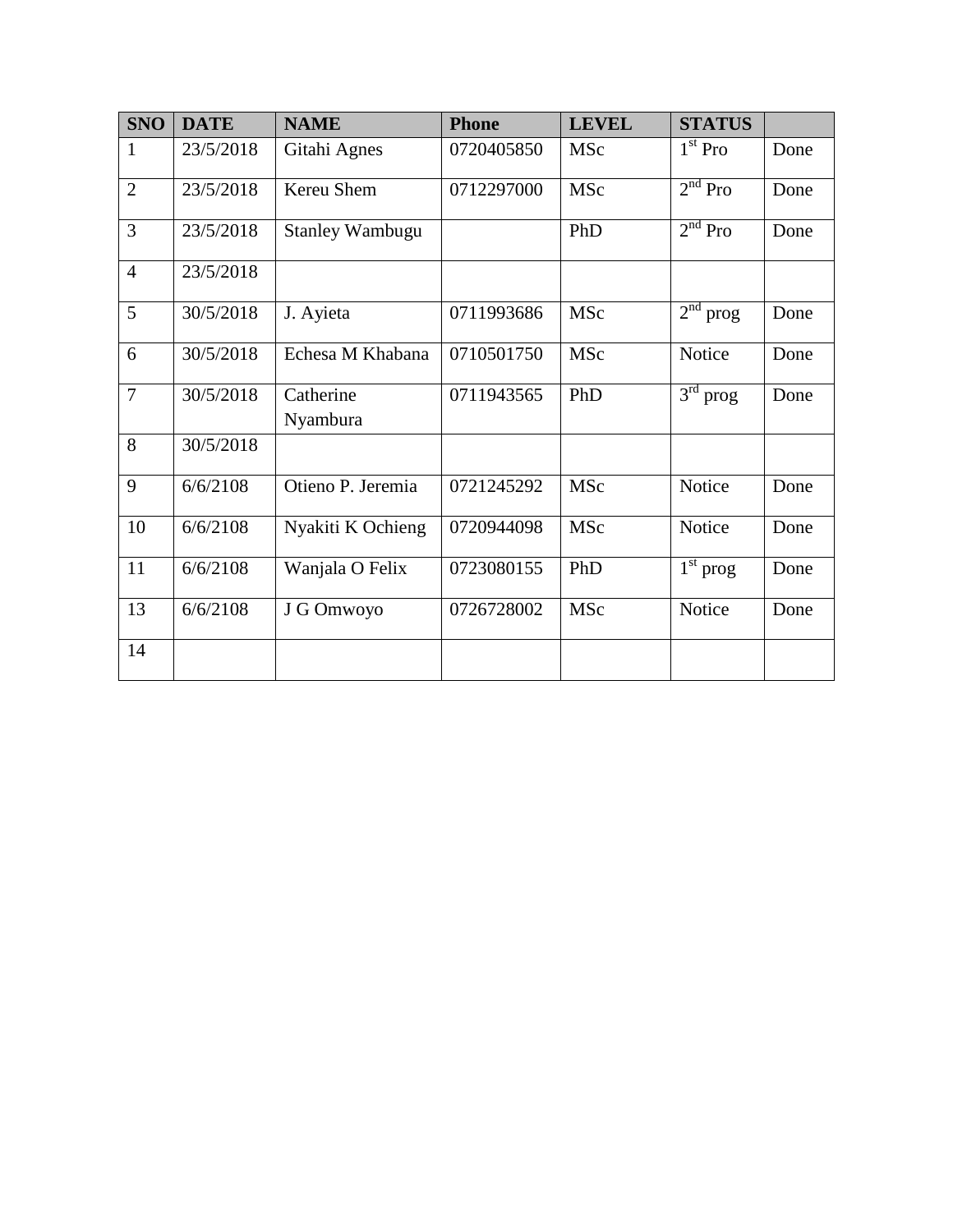| SNO | DATE | NAME | Phone | LEVEL | STATUS | |
|---|---|---|---|---|---|---|
| 1 | 23/5/2018 | Gitahi Agnes | 0720405850 | MSc | 1st Pro | Done |
| 2 | 23/5/2018 | Kereu Shem | 0712297000 | MSc | 2nd Pro | Done |
| 3 | 23/5/2018 | Stanley Wambugu | | PhD | 2nd Pro | Done |
| 4 | 23/5/2018 | | | | | |
| 5 | 30/5/2018 | J. Ayieta | 0711993686 | MSc | 2nd prog | Done |
| 6 | 30/5/2018 | Echesa M Khabana | 0710501750 | MSc | Notice | Done |
| 7 | 30/5/2018 | Catherine Nyambura | 0711943565 | PhD | 3rd prog | Done |
| 8 | 30/5/2018 | | | | | |
| 9 | 6/6/2108 | Otieno P. Jeremia | 0721245292 | MSc | Notice | Done |
| 10 | 6/6/2108 | Nyakiti K Ochieng | 0720944098 | MSc | Notice | Done |
| 11 | 6/6/2108 | Wanjala O Felix | 0723080155 | PhD | 1st prog | Done |
| 13 | 6/6/2108 | J G Omwoyo | 0726728002 | MSc | Notice | Done |
| 14 | | | | | | |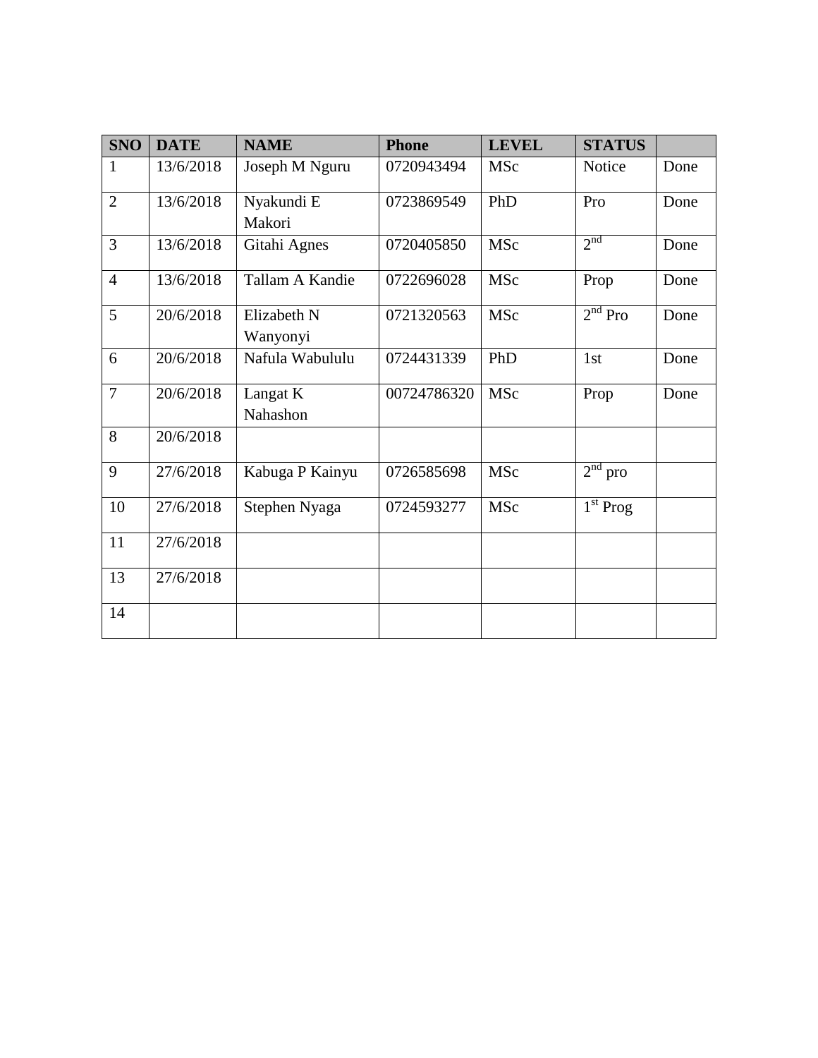| SNO | DATE | NAME | Phone | LEVEL | STATUS | |
|---|---|---|---|---|---|---|
| 1 | 13/6/2018 | Joseph M Nguru | 0720943494 | MSc | Notice | Done |
| 2 | 13/6/2018 | Nyakundi E Makori | 0723869549 | PhD | Pro | Done |
| 3 | 13/6/2018 | Gitahi Agnes | 0720405850 | MSc | 2nd | Done |
| 4 | 13/6/2018 | Tallam A Kandie | 0722696028 | MSc | Prop | Done |
| 5 | 20/6/2018 | Elizabeth N Wanyonyi | 0721320563 | MSc | 2nd Pro | Done |
| 6 | 20/6/2018 | Nafula Wabululu | 0724431339 | PhD | 1st | Done |
| 7 | 20/6/2018 | Langat K Nahashon | 00724786320 | MSc | Prop | Done |
| 8 | 20/6/2018 | | | | | |
| 9 | 27/6/2018 | Kabuga P Kainyu | 0726585698 | MSc | 2nd pro | |
| 10 | 27/6/2018 | Stephen Nyaga | 0724593277 | MSc | 1st Prog | |
| 11 | 27/6/2018 | | | | | |
| 13 | 27/6/2018 | | | | | |
| 14 | | | | | | |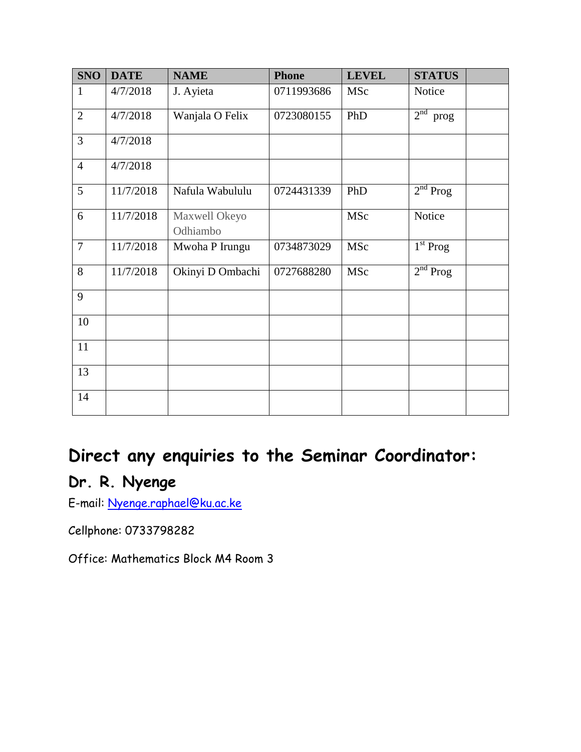| SNO | DATE | NAME | Phone | LEVEL | STATUS | |
|---|---|---|---|---|---|---|
| 1 | 4/7/2018 | J. Ayieta | 0711993686 | MSc | Notice | |
| 2 | 4/7/2018 | Wanjala O Felix | 0723080155 | PhD | 2nd prog | |
| 3 | 4/7/2018 | | | | | |
| 4 | 4/7/2018 | | | | | |
| 5 | 11/7/2018 | Nafula Wabululu | 0724431339 | PhD | 2nd Prog | |
| 6 | 11/7/2018 | Maxwell Okeyo Odhiambo | | MSc | Notice | |
| 7 | 11/7/2018 | Mwoha P Irungu | 0734873029 | MSc | 1st Prog | |
| 8 | 11/7/2018 | Okinyi D Ombachi | 0727688280 | MSc | 2nd Prog | |
| 9 | | | | | | |
| 10 | | | | | | |
| 11 | | | | | | |
| 13 | | | | | | |
| 14 | | | | | | |

## Direct any enquiries to the Seminar Coordinator:

### Dr. R. Nyenge

E-mail: Nyenge.raphael@ku.ac.ke

Cellphone: 0733798282

Office: Mathematics Block M4 Room 3